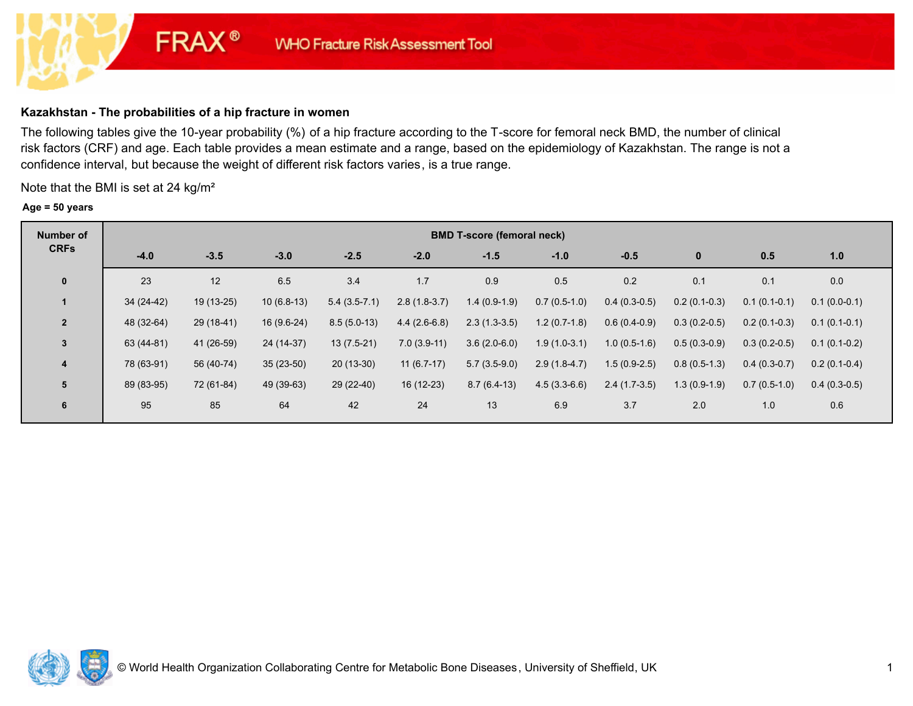FRAX® WHO Fracture Risk Assessment Tool

### Kazakhstan - The probabilities of a hip fracture in women

The following tables give the 10-year probability (%) of a hip fracture according to the T-score for femoral neck BMD, the number of clinical risk factors (CRF) and age. Each table provides a mean estimate and a range, based on the epidemiology of Kazakhstan. The range is not a confidence interval, but because the weight of different risk factors varies, is a true range.

Note that the BMI is set at 24 kg/m²

**Age = 50 years**

| Number of CRFs | BMD T-score (femoral neck) | | | | | | | | | | |
|---|---|---|---|---|---|---|---|---|---|---|---|
| | -4.0 | -3.5 | -3.0 | -2.5 | -2.0 | -1.5 | -1.0 | -0.5 | 0 | 0.5 | 1.0 |
| 0 | 23 | 12 | 6.5 | 3.4 | 1.7 | 0.9 | 0.5 | 0.2 | 0.1 | 0.1 | 0.0 |
| 1 | 34 (24-42) | 19 (13-25) | 10 (6.8-13) | 5.4 (3.5-7.1) | 2.8 (1.8-3.7) | 1.4 (0.9-1.9) | 0.7 (0.5-1.0) | 0.4 (0.3-0.5) | 0.2 (0.1-0.3) | 0.1 (0.1-0.1) | 0.1 (0.0-0.1) |
| 2 | 48 (32-64) | 29 (18-41) | 16 (9.6-24) | 8.5 (5.0-13) | 4.4 (2.6-6.8) | 2.3 (1.3-3.5) | 1.2 (0.7-1.8) | 0.6 (0.4-0.9) | 0.3 (0.2-0.5) | 0.2 (0.1-0.3) | 0.1 (0.1-0.1) |
| 3 | 63 (44-81) | 41 (26-59) | 24 (14-37) | 13 (7.5-21) | 7.0 (3.9-11) | 3.6 (2.0-6.0) | 1.9 (1.0-3.1) | 1.0 (0.5-1.6) | 0.5 (0.3-0.9) | 0.3 (0.2-0.5) | 0.1 (0.1-0.2) |
| 4 | 78 (63-91) | 56 (40-74) | 35 (23-50) | 20 (13-30) | 11 (6.7-17) | 5.7 (3.5-9.0) | 2.9 (1.8-4.7) | 1.5 (0.9-2.5) | 0.8 (0.5-1.3) | 0.4 (0.3-0.7) | 0.2 (0.1-0.4) |
| 5 | 89 (83-95) | 72 (61-84) | 49 (39-63) | 29 (22-40) | 16 (12-23) | 8.7 (6.4-13) | 4.5 (3.3-6.6) | 2.4 (1.7-3.5) | 1.3 (0.9-1.9) | 0.7 (0.5-1.0) | 0.4 (0.3-0.5) |
| 6 | 95 | 85 | 64 | 42 | 24 | 13 | 6.9 | 3.7 | 2.0 | 1.0 | 0.6 |

© World Health Organization Collaborating Centre for Metabolic Bone Diseases, University of Sheffield, UK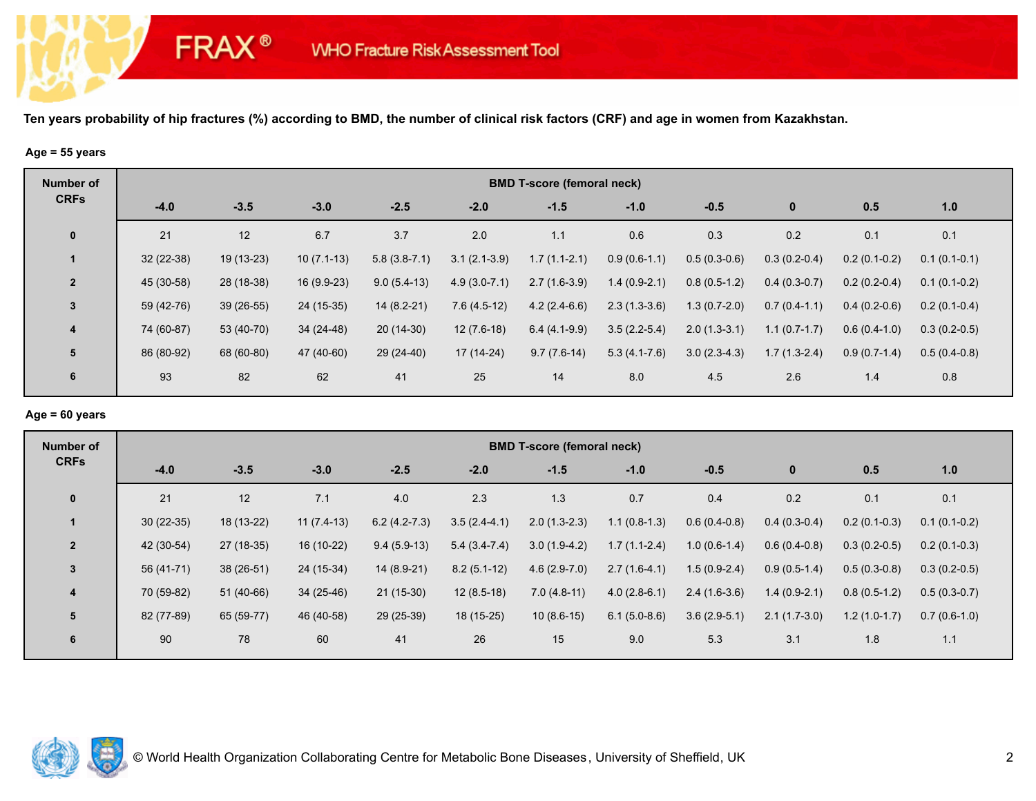**Ten years probability of hip fractures (%) according to BMD, the number of clinical risk factors (CRF) and age in women from Kazakhstan.**

**Age = 55 years**

| Number of CRFs | BMD T-score (femoral neck) | | | | | | | | | | |
|---|---|---|---|---|---|---|---|---|---|---|---|
| | -4.0 | -3.5 | -3.0 | -2.5 | -2.0 | -1.5 | -1.0 | -0.5 | 0 | 0.5 | 1.0 |
| 0 | 21 | 12 | 6.7 | 3.7 | 2.0 | 1.1 | 0.6 | 0.3 | 0.2 | 0.1 | 0.1 |
| 1 | 32 (22-38) | 19 (13-23) | 10 (7.1-13) | 5.8 (3.8-7.1) | 3.1 (2.1-3.9) | 1.7 (1.1-2.1) | 0.9 (0.6-1.1) | 0.5 (0.3-0.6) | 0.3 (0.2-0.4) | 0.2 (0.1-0.2) | 0.1 (0.1-0.1) |
| 2 | 45 (30-58) | 28 (18-38) | 16 (9.9-23) | 9.0 (5.4-13) | 4.9 (3.0-7.1) | 2.7 (1.6-3.9) | 1.4 (0.9-2.1) | 0.8 (0.5-1.2) | 0.4 (0.3-0.7) | 0.2 (0.2-0.4) | 0.1 (0.1-0.2) |
| 3 | 59 (42-76) | 39 (26-55) | 24 (15-35) | 14 (8.2-21) | 7.6 (4.5-12) | 4.2 (2.4-6.6) | 2.3 (1.3-3.6) | 1.3 (0.7-2.0) | 0.7 (0.4-1.1) | 0.4 (0.2-0.6) | 0.2 (0.1-0.4) |
| 4 | 74 (60-87) | 53 (40-70) | 34 (24-48) | 20 (14-30) | 12 (7.6-18) | 6.4 (4.1-9.9) | 3.5 (2.2-5.4) | 2.0 (1.3-3.1) | 1.1 (0.7-1.7) | 0.6 (0.4-1.0) | 0.3 (0.2-0.5) |
| 5 | 86 (80-92) | 68 (60-80) | 47 (40-60) | 29 (24-40) | 17 (14-24) | 9.7 (7.6-14) | 5.3 (4.1-7.6) | 3.0 (2.3-4.3) | 1.7 (1.3-2.4) | 0.9 (0.7-1.4) | 0.5 (0.4-0.8) |
| 6 | 93 | 82 | 62 | 41 | 25 | 14 | 8.0 | 4.5 | 2.6 | 1.4 | 0.8 |

**Age = 60 years**

| Number of CRFs | BMD T-score (femoral neck) | | | | | | | | | | |
|---|---|---|---|---|---|---|---|---|---|---|---|
| | -4.0 | -3.5 | -3.0 | -2.5 | -2.0 | -1.5 | -1.0 | -0.5 | 0 | 0.5 | 1.0 |
| 0 | 21 | 12 | 7.1 | 4.0 | 2.3 | 1.3 | 0.7 | 0.4 | 0.2 | 0.1 | 0.1 |
| 1 | 30 (22-35) | 18 (13-22) | 11 (7.4-13) | 6.2 (4.2-7.3) | 3.5 (2.4-4.1) | 2.0 (1.3-2.3) | 1.1 (0.8-1.3) | 0.6 (0.4-0.8) | 0.4 (0.3-0.4) | 0.2 (0.1-0.3) | 0.1 (0.1-0.2) |
| 2 | 42 (30-54) | 27 (18-35) | 16 (10-22) | 9.4 (5.9-13) | 5.4 (3.4-7.4) | 3.0 (1.9-4.2) | 1.7 (1.1-2.4) | 1.0 (0.6-1.4) | 0.6 (0.4-0.8) | 0.3 (0.2-0.5) | 0.2 (0.1-0.3) |
| 3 | 56 (41-71) | 38 (26-51) | 24 (15-34) | 14 (8.9-21) | 8.2 (5.1-12) | 4.6 (2.9-7.0) | 2.7 (1.6-4.1) | 1.5 (0.9-2.4) | 0.9 (0.5-1.4) | 0.5 (0.3-0.8) | 0.3 (0.2-0.5) |
| 4 | 70 (59-82) | 51 (40-66) | 34 (25-46) | 21 (15-30) | 12 (8.5-18) | 7.0 (4.8-11) | 4.0 (2.8-6.1) | 2.4 (1.6-3.6) | 1.4 (0.9-2.1) | 0.8 (0.5-1.2) | 0.5 (0.3-0.7) |
| 5 | 82 (77-89) | 65 (59-77) | 46 (40-58) | 29 (25-39) | 18 (15-25) | 10 (8.6-15) | 6.1 (5.0-8.6) | 3.6 (2.9-5.1) | 2.1 (1.7-3.0) | 1.2 (1.0-1.7) | 0.7 (0.6-1.0) |
| 6 | 90 | 78 | 60 | 41 | 26 | 15 | 9.0 | 5.3 | 3.1 | 1.8 | 1.1 |

© World Health Organization Collaborating Centre for Metabolic Bone Diseases, University of Sheffield, UK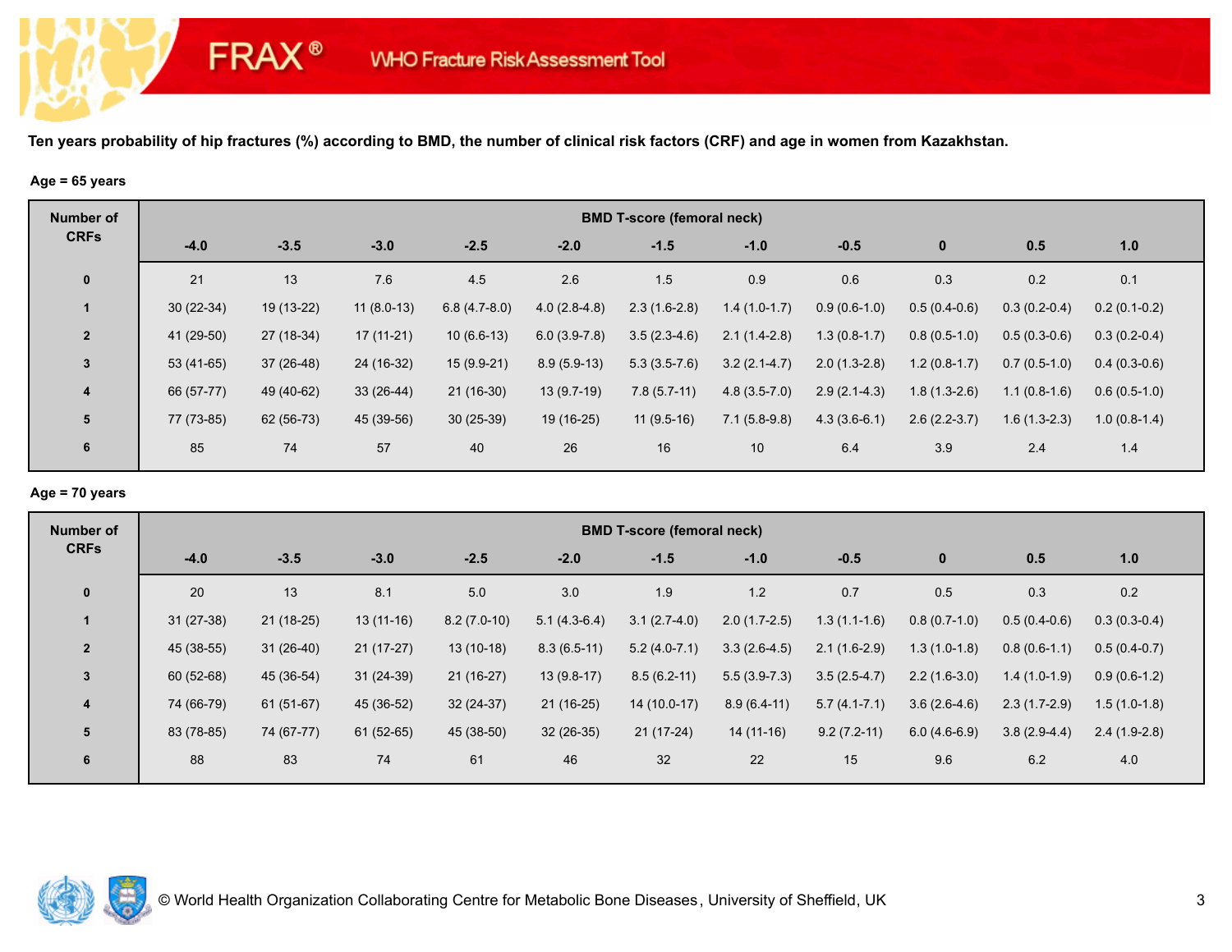**Ten years probability of hip fractures (%) according to BMD, the number of clinical risk factors (CRF) and age in women from Kazakhstan.**

**Age = 65 years**

| Number of CRFs | BMD T-score (femoral neck) | | | | | | | | | | |
|---|---|---|---|---|---|---|---|---|---|---|---|
| | -4.0 | -3.5 | -3.0 | -2.5 | -2.0 | -1.5 | -1.0 | -0.5 | 0 | 0.5 | 1.0 |
| 0 | 21 | 13 | 7.6 | 4.5 | 2.6 | 1.5 | 0.9 | 0.6 | 0.3 | 0.2 | 0.1 |
| 1 | 30 (22-34) | 19 (13-22) | 11 (8.0-13) | 6.8 (4.7-8.0) | 4.0 (2.8-4.8) | 2.3 (1.6-2.8) | 1.4 (1.0-1.7) | 0.9 (0.6-1.0) | 0.5 (0.4-0.6) | 0.3 (0.2-0.4) | 0.2 (0.1-0.2) |
| 2 | 41 (29-50) | 27 (18-34) | 17 (11-21) | 10 (6.6-13) | 6.0 (3.9-7.8) | 3.5 (2.3-4.6) | 2.1 (1.4-2.8) | 1.3 (0.8-1.7) | 0.8 (0.5-1.0) | 0.5 (0.3-0.6) | 0.3 (0.2-0.4) |
| 3 | 53 (41-65) | 37 (26-48) | 24 (16-32) | 15 (9.9-21) | 8.9 (5.9-13) | 5.3 (3.5-7.6) | 3.2 (2.1-4.7) | 2.0 (1.3-2.8) | 1.2 (0.8-1.7) | 0.7 (0.5-1.0) | 0.4 (0.3-0.6) |
| 4 | 66 (57-77) | 49 (40-62) | 33 (26-44) | 21 (16-30) | 13 (9.7-19) | 7.8 (5.7-11) | 4.8 (3.5-7.0) | 2.9 (2.1-4.3) | 1.8 (1.3-2.6) | 1.1 (0.8-1.6) | 0.6 (0.5-1.0) |
| 5 | 77 (73-85) | 62 (56-73) | 45 (39-56) | 30 (25-39) | 19 (16-25) | 11 (9.5-16) | 7.1 (5.8-9.8) | 4.3 (3.6-6.1) | 2.6 (2.2-3.7) | 1.6 (1.3-2.3) | 1.0 (0.8-1.4) |
| 6 | 85 | 74 | 57 | 40 | 26 | 16 | 10 | 6.4 | 3.9 | 2.4 | 1.4 |

**Age = 70 years**

| Number of CRFs | BMD T-score (femoral neck) | | | | | | | | | | |
|---|---|---|---|---|---|---|---|---|---|---|---|
| | -4.0 | -3.5 | -3.0 | -2.5 | -2.0 | -1.5 | -1.0 | -0.5 | 0 | 0.5 | 1.0 |
| 0 | 20 | 13 | 8.1 | 5.0 | 3.0 | 1.9 | 1.2 | 0.7 | 0.5 | 0.3 | 0.2 |
| 1 | 31 (27-38) | 21 (18-25) | 13 (11-16) | 8.2 (7.0-10) | 5.1 (4.3-6.4) | 3.1 (2.7-4.0) | 2.0 (1.7-2.5) | 1.3 (1.1-1.6) | 0.8 (0.7-1.0) | 0.5 (0.4-0.6) | 0.3 (0.3-0.4) |
| 2 | 45 (38-55) | 31 (26-40) | 21 (17-27) | 13 (10-18) | 8.3 (6.5-11) | 5.2 (4.0-7.1) | 3.3 (2.6-4.5) | 2.1 (1.6-2.9) | 1.3 (1.0-1.8) | 0.8 (0.6-1.1) | 0.5 (0.4-0.7) |
| 3 | 60 (52-68) | 45 (36-54) | 31 (24-39) | 21 (16-27) | 13 (9.8-17) | 8.5 (6.2-11) | 5.5 (3.9-7.3) | 3.5 (2.5-4.7) | 2.2 (1.6-3.0) | 1.4 (1.0-1.9) | 0.9 (0.6-1.2) |
| 4 | 74 (66-79) | 61 (51-67) | 45 (36-52) | 32 (24-37) | 21 (16-25) | 14 (10.0-17) | 8.9 (6.4-11) | 5.7 (4.1-7.1) | 3.6 (2.6-4.6) | 2.3 (1.7-2.9) | 1.5 (1.0-1.8) |
| 5 | 83 (78-85) | 74 (67-77) | 61 (52-65) | 45 (38-50) | 32 (26-35) | 21 (17-24) | 14 (11-16) | 9.2 (7.2-11) | 6.0 (4.6-6.9) | 3.8 (2.9-4.4) | 2.4 (1.9-2.8) |
| 6 | 88 | 83 | 74 | 61 | 46 | 32 | 22 | 15 | 9.6 | 6.2 | 4.0 |

© World Health Organization Collaborating Centre for Metabolic Bone Diseases, University of Sheffield, UK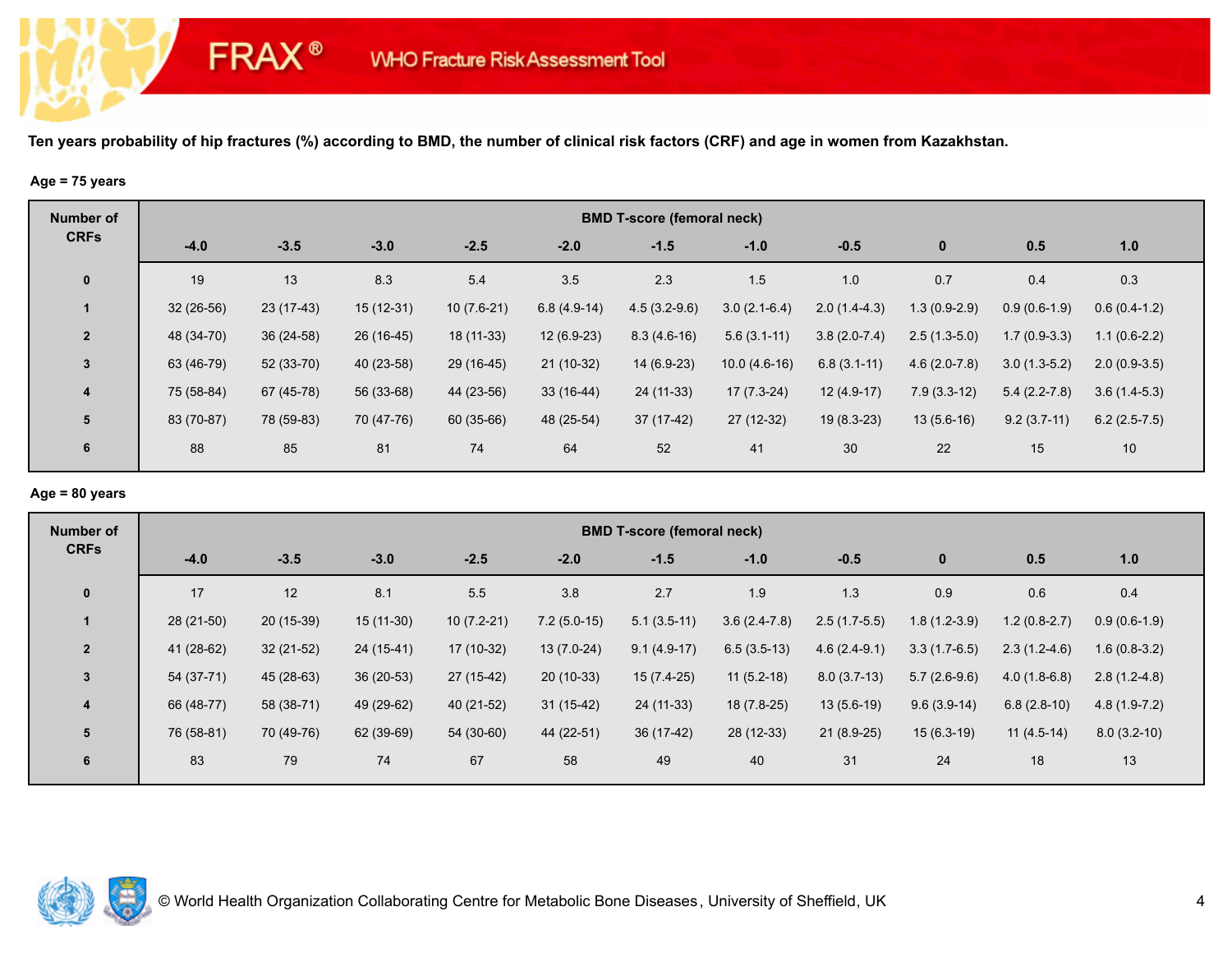**Ten years probability of hip fractures (%) according to BMD, the number of clinical risk factors (CRF) and age in women from Kazakhstan.**

**Age = 75 years**

| Number of CRFs | BMD T-score (femoral neck) | | | | | | | | | | |
|---|---|---|---|---|---|---|---|---|---|---|---|
| | -4.0 | -3.5 | -3.0 | -2.5 | -2.0 | -1.5 | -1.0 | -0.5 | 0 | 0.5 | 1.0 |
| 0 | 19 | 13 | 8.3 | 5.4 | 3.5 | 2.3 | 1.5 | 1.0 | 0.7 | 0.4 | 0.3 |
| 1 | 32 (26-56) | 23 (17-43) | 15 (12-31) | 10 (7.6-21) | 6.8 (4.9-14) | 4.5 (3.2-9.6) | 3.0 (2.1-6.4) | 2.0 (1.4-4.3) | 1.3 (0.9-2.9) | 0.9 (0.6-1.9) | 0.6 (0.4-1.2) |
| 2 | 48 (34-70) | 36 (24-58) | 26 (16-45) | 18 (11-33) | 12 (6.9-23) | 8.3 (4.6-16) | 5.6 (3.1-11) | 3.8 (2.0-7.4) | 2.5 (1.3-5.0) | 1.7 (0.9-3.3) | 1.1 (0.6-2.2) |
| 3 | 63 (46-79) | 52 (33-70) | 40 (23-58) | 29 (16-45) | 21 (10-32) | 14 (6.9-23) | 10.0 (4.6-16) | 6.8 (3.1-11) | 4.6 (2.0-7.8) | 3.0 (1.3-5.2) | 2.0 (0.9-3.5) |
| 4 | 75 (58-84) | 67 (45-78) | 56 (33-68) | 44 (23-56) | 33 (16-44) | 24 (11-33) | 17 (7.3-24) | 12 (4.9-17) | 7.9 (3.3-12) | 5.4 (2.2-7.8) | 3.6 (1.4-5.3) |
| 5 | 83 (70-87) | 78 (59-83) | 70 (47-76) | 60 (35-66) | 48 (25-54) | 37 (17-42) | 27 (12-32) | 19 (8.3-23) | 13 (5.6-16) | 9.2 (3.7-11) | 6.2 (2.5-7.5) |
| 6 | 88 | 85 | 81 | 74 | 64 | 52 | 41 | 30 | 22 | 15 | 10 |

**Age = 80 years**

| Number of CRFs | BMD T-score (femoral neck) | | | | | | | | | | |
|---|---|---|---|---|---|---|---|---|---|---|---|
| | -4.0 | -3.5 | -3.0 | -2.5 | -2.0 | -1.5 | -1.0 | -0.5 | 0 | 0.5 | 1.0 |
| 0 | 17 | 12 | 8.1 | 5.5 | 3.8 | 2.7 | 1.9 | 1.3 | 0.9 | 0.6 | 0.4 |
| 1 | 28 (21-50) | 20 (15-39) | 15 (11-30) | 10 (7.2-21) | 7.2 (5.0-15) | 5.1 (3.5-11) | 3.6 (2.4-7.8) | 2.5 (1.7-5.5) | 1.8 (1.2-3.9) | 1.2 (0.8-2.7) | 0.9 (0.6-1.9) |
| 2 | 41 (28-62) | 32 (21-52) | 24 (15-41) | 17 (10-32) | 13 (7.0-24) | 9.1 (4.9-17) | 6.5 (3.5-13) | 4.6 (2.4-9.1) | 3.3 (1.7-6.5) | 2.3 (1.2-4.6) | 1.6 (0.8-3.2) |
| 3 | 54 (37-71) | 45 (28-63) | 36 (20-53) | 27 (15-42) | 20 (10-33) | 15 (7.4-25) | 11 (5.2-18) | 8.0 (3.7-13) | 5.7 (2.6-9.6) | 4.0 (1.8-6.8) | 2.8 (1.2-4.8) |
| 4 | 66 (48-77) | 58 (38-71) | 49 (29-62) | 40 (21-52) | 31 (15-42) | 24 (11-33) | 18 (7.8-25) | 13 (5.6-19) | 9.6 (3.9-14) | 6.8 (2.8-10) | 4.8 (1.9-7.2) |
| 5 | 76 (58-81) | 70 (49-76) | 62 (39-69) | 54 (30-60) | 44 (22-51) | 36 (17-42) | 28 (12-33) | 21 (8.9-25) | 15 (6.3-19) | 11 (4.5-14) | 8.0 (3.2-10) |
| 6 | 83 | 79 | 74 | 67 | 58 | 49 | 40 | 31 | 24 | 18 | 13 |

© World Health Organization Collaborating Centre for Metabolic Bone Diseases, University of Sheffield, UK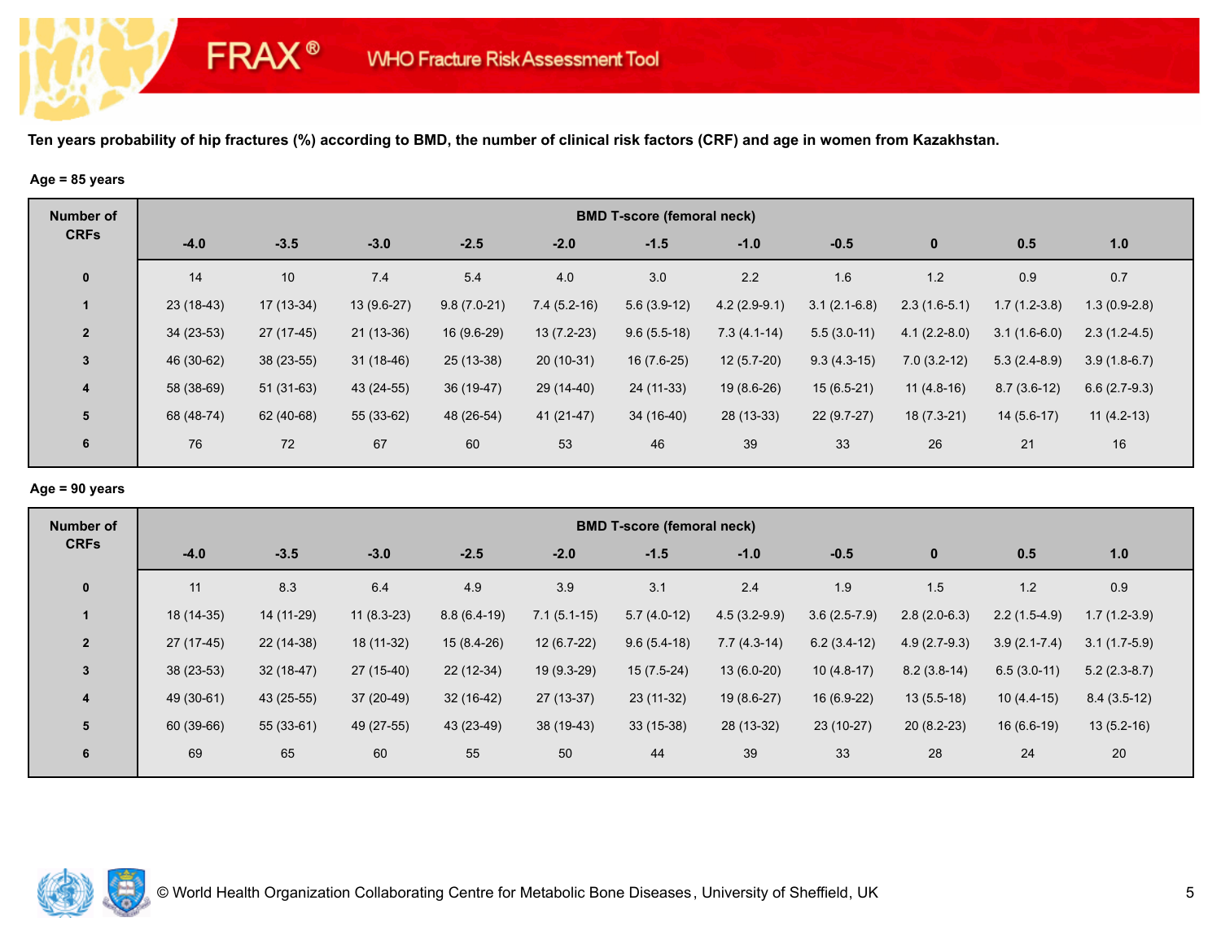**Ten years probability of hip fractures (%) according to BMD, the number of clinical risk factors (CRF) and age in women from Kazakhstan.**

**Age = 85 years**

| Number of CRFs | BMD T-score (femoral neck) | | | | | | | | | | |
|---|---|---|---|---|---|---|---|---|---|---|---|
| | -4.0 | -3.5 | -3.0 | -2.5 | -2.0 | -1.5 | -1.0 | -0.5 | 0 | 0.5 | 1.0 |
| 0 | 14 | 10 | 7.4 | 5.4 | 4.0 | 3.0 | 2.2 | 1.6 | 1.2 | 0.9 | 0.7 |
| 1 | 23 (18-43) | 17 (13-34) | 13 (9.6-27) | 9.8 (7.0-21) | 7.4 (5.2-16) | 5.6 (3.9-12) | 4.2 (2.9-9.1) | 3.1 (2.1-6.8) | 2.3 (1.6-5.1) | 1.7 (1.2-3.8) | 1.3 (0.9-2.8) |
| 2 | 34 (23-53) | 27 (17-45) | 21 (13-36) | 16 (9.6-29) | 13 (7.2-23) | 9.6 (5.5-18) | 7.3 (4.1-14) | 5.5 (3.0-11) | 4.1 (2.2-8.0) | 3.1 (1.6-6.0) | 2.3 (1.2-4.5) |
| 3 | 46 (30-62) | 38 (23-55) | 31 (18-46) | 25 (13-38) | 20 (10-31) | 16 (7.6-25) | 12 (5.7-20) | 9.3 (4.3-15) | 7.0 (3.2-12) | 5.3 (2.4-8.9) | 3.9 (1.8-6.7) |
| 4 | 58 (38-69) | 51 (31-63) | 43 (24-55) | 36 (19-47) | 29 (14-40) | 24 (11-33) | 19 (8.6-26) | 15 (6.5-21) | 11 (4.8-16) | 8.7 (3.6-12) | 6.6 (2.7-9.3) |
| 5 | 68 (48-74) | 62 (40-68) | 55 (33-62) | 48 (26-54) | 41 (21-47) | 34 (16-40) | 28 (13-33) | 22 (9.7-27) | 18 (7.3-21) | 14 (5.6-17) | 11 (4.2-13) |
| 6 | 76 | 72 | 67 | 60 | 53 | 46 | 39 | 33 | 26 | 21 | 16 |

**Age = 90 years**

| Number of CRFs | BMD T-score (femoral neck) | | | | | | | | | | |
|---|---|---|---|---|---|---|---|---|---|---|---|
| | -4.0 | -3.5 | -3.0 | -2.5 | -2.0 | -1.5 | -1.0 | -0.5 | 0 | 0.5 | 1.0 |
| 0 | 11 | 8.3 | 6.4 | 4.9 | 3.9 | 3.1 | 2.4 | 1.9 | 1.5 | 1.2 | 0.9 |
| 1 | 18 (14-35) | 14 (11-29) | 11 (8.3-23) | 8.8 (6.4-19) | 7.1 (5.1-15) | 5.7 (4.0-12) | 4.5 (3.2-9.9) | 3.6 (2.5-7.9) | 2.8 (2.0-6.3) | 2.2 (1.5-4.9) | 1.7 (1.2-3.9) |
| 2 | 27 (17-45) | 22 (14-38) | 18 (11-32) | 15 (8.4-26) | 12 (6.7-22) | 9.6 (5.4-18) | 7.7 (4.3-14) | 6.2 (3.4-12) | 4.9 (2.7-9.3) | 3.9 (2.1-7.4) | 3.1 (1.7-5.9) |
| 3 | 38 (23-53) | 32 (18-47) | 27 (15-40) | 22 (12-34) | 19 (9.3-29) | 15 (7.5-24) | 13 (6.0-20) | 10 (4.8-17) | 8.2 (3.8-14) | 6.5 (3.0-11) | 5.2 (2.3-8.7) |
| 4 | 49 (30-61) | 43 (25-55) | 37 (20-49) | 32 (16-42) | 27 (13-37) | 23 (11-32) | 19 (8.6-27) | 16 (6.9-22) | 13 (5.5-18) | 10 (4.4-15) | 8.4 (3.5-12) |
| 5 | 60 (39-66) | 55 (33-61) | 49 (27-55) | 43 (23-49) | 38 (19-43) | 33 (15-38) | 28 (13-32) | 23 (10-27) | 20 (8.2-23) | 16 (6.6-19) | 13 (5.2-16) |
| 6 | 69 | 65 | 60 | 55 | 50 | 44 | 39 | 33 | 28 | 24 | 20 |

© World Health Organization Collaborating Centre for Metabolic Bone Diseases, University of Sheffield, UK